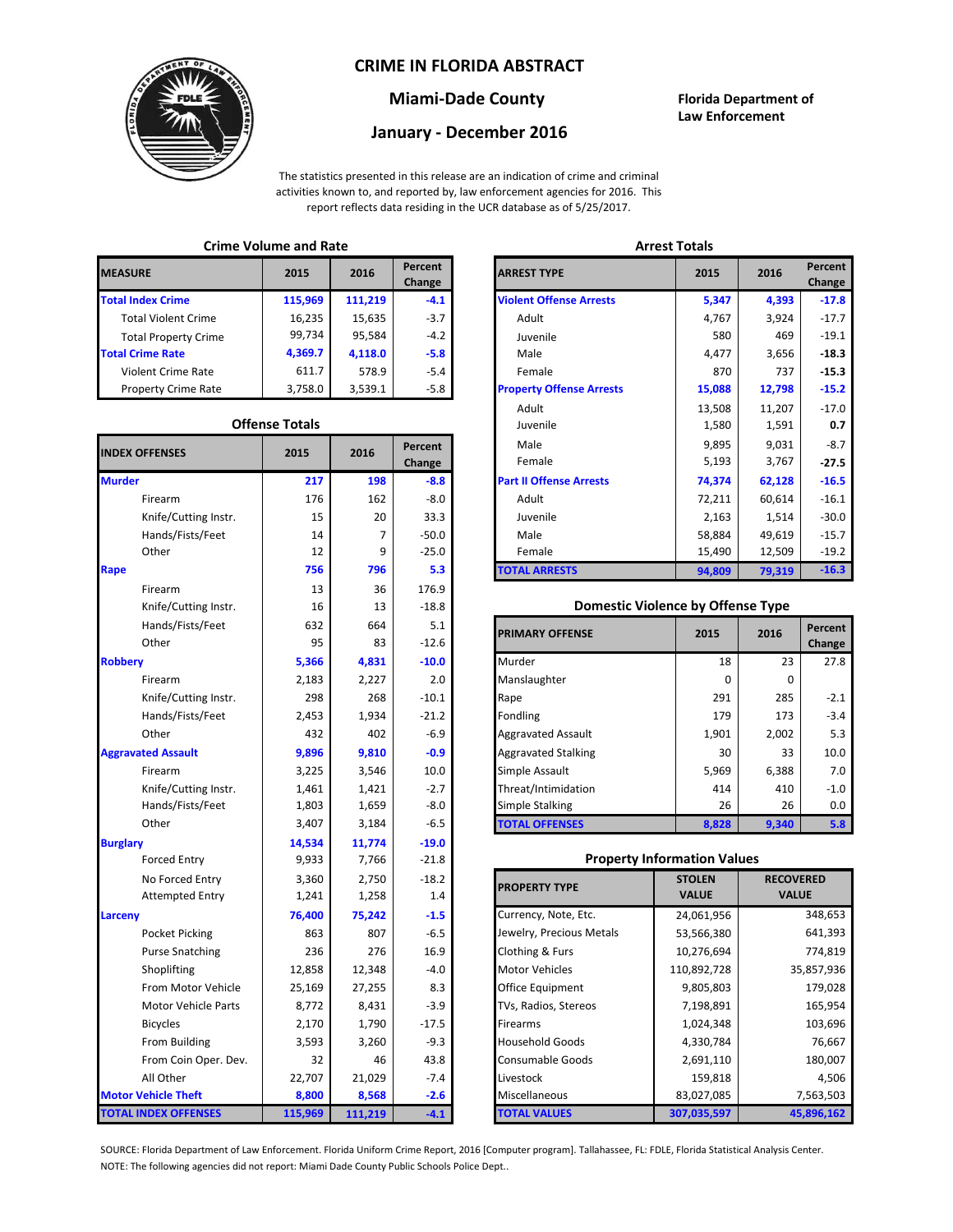# CRIME IN FLORIDA ABSTRACT

## Miami-Dade County

## January - December 2016

**Florida Department of Law Enforcement**

The statistics presented in this release are an indication of crime and criminal activities known to, and reported by, law enforcement agencies for 2016. This report reflects data residing in the UCR database as of 5/25/2017.

### Crime Volume and Rate

| MEASURE | 2015 | 2016 | Percent Change |
|---|---|---|---|
| **Total Index Crime** | **115,969** | **111,219** | **-4.1** |
| Total Violent Crime | 16,235 | 15,635 | -3.7 |
| Total Property Crime | 99,734 | 95,584 | -4.2 |
| **Total Crime Rate** | **4,369.7** | **4,118.0** | **-5.8** |
| Violent Crime Rate | 611.7 | 578.9 | -5.4 |
| Property Crime Rate | 3,758.0 | 3,539.1 | -5.8 |

### Offense Totals

| INDEX OFFENSES | 2015 | 2016 | Percent Change |
|---|---|---|---|
| **Murder** | **217** | **198** | **-8.8** |
| Firearm | 176 | 162 | -8.0 |
| Knife/Cutting Instr. | 15 | 20 | 33.3 |
| Hands/Fists/Feet | 14 | 7 | -50.0 |
| Other | 12 | 9 | -25.0 |
| **Rape** | **756** | **796** | **5.3** |
| Firearm | 13 | 36 | 176.9 |
| Knife/Cutting Instr. | 16 | 13 | -18.8 |
| Hands/Fists/Feet | 632 | 664 | 5.1 |
| Other | 95 | 83 | -12.6 |
| **Robbery** | **5,366** | **4,831** | **-10.0** |
| Firearm | 2,183 | 2,227 | 2.0 |
| Knife/Cutting Instr. | 298 | 268 | -10.1 |
| Hands/Fists/Feet | 2,453 | 1,934 | -21.2 |
| Other | 432 | 402 | -6.9 |
| **Aggravated Assault** | **9,896** | **9,810** | **-0.9** |
| Firearm | 3,225 | 3,546 | 10.0 |
| Knife/Cutting Instr. | 1,461 | 1,421 | -2.7 |
| Hands/Fists/Feet | 1,803 | 1,659 | -8.0 |
| Other | 3,407 | 3,184 | -6.5 |
| **Burglary** | **14,534** | **11,774** | **-19.0** |
| Forced Entry | 9,933 | 7,766 | -21.8 |
| No Forced Entry | 3,360 | 2,750 | -18.2 |
| Attempted Entry | 1,241 | 1,258 | 1.4 |
| **Larceny** | **76,400** | **75,242** | **-1.5** |
| Pocket Picking | 863 | 807 | -6.5 |
| Purse Snatching | 236 | 276 | 16.9 |
| Shoplifting | 12,858 | 12,348 | -4.0 |
| From Motor Vehicle | 25,169 | 27,255 | 8.3 |
| Motor Vehicle Parts | 8,772 | 8,431 | -3.9 |
| Bicycles | 2,170 | 1,790 | -17.5 |
| From Building | 3,593 | 3,260 | -9.3 |
| From Coin Oper. Dev. | 32 | 46 | 43.8 |
| All Other | 22,707 | 21,029 | -7.4 |
| **Motor Vehicle Theft** | **8,800** | **8,568** | **-2.6** |
| **TOTAL INDEX OFFENSES** | **115,969** | **111,219** | **-4.1** |

### Arrest Totals

| ARREST TYPE | 2015 | 2016 | Percent Change |
|---|---|---|---|
| **Violent Offense Arrests** | **5,347** | **4,393** | **-17.8** |
| Adult | 4,767 | 3,924 | -17.7 |
| Juvenile | 580 | 469 | -19.1 |
| Male | 4,477 | 3,656 | **-18.3** |
| Female | 870 | 737 | **-15.3** |
| **Property Offense Arrests** | **15,088** | **12,798** | **-15.2** |
| Adult | 13,508 | 11,207 | -17.0 |
| Juvenile | 1,580 | 1,591 | **0.7** |
| Male | 9,895 | 9,031 | -8.7 |
| Female | 5,193 | 3,767 | **-27.5** |
| **Part II Offense Arrests** | **74,374** | **62,128** | **-16.5** |
| Adult | 72,211 | 60,614 | -16.1 |
| Juvenile | 2,163 | 1,514 | -30.0 |
| Male | 58,884 | 49,619 | -15.7 |
| Female | 15,490 | 12,509 | -19.2 |
| **TOTAL ARRESTS** | **94,809** | **79,319** | **-16.3** |

### Domestic Violence by Offense Type

| PRIMARY OFFENSE | 2015 | 2016 | Percent Change |
|---|---|---|---|
| Murder | 18 | 23 | 27.8 |
| Manslaughter | 0 | 0 | |
| Rape | 291 | 285 | -2.1 |
| Fondling | 179 | 173 | -3.4 |
| Aggravated Assault | 1,901 | 2,002 | 5.3 |
| Aggravated Stalking | 30 | 33 | 10.0 |
| Simple Assault | 5,969 | 6,388 | 7.0 |
| Threat/Intimidation | 414 | 410 | -1.0 |
| Simple Stalking | 26 | 26 | 0.0 |
| **TOTAL OFFENSES** | **8,828** | **9,340** | **5.8** |

### Property Information Values

| PROPERTY TYPE | STOLEN VALUE | RECOVERED VALUE |
|---|---|---|
| Currency, Note, Etc. | 24,061,956 | 348,653 |
| Jewelry, Precious Metals | 53,566,380 | 641,393 |
| Clothing & Furs | 10,276,694 | 774,819 |
| Motor Vehicles | 110,892,728 | 35,857,936 |
| Office Equipment | 9,805,803 | 179,028 |
| TVs, Radios, Stereos | 7,198,891 | 165,954 |
| Firearms | 1,024,348 | 103,696 |
| Household Goods | 4,330,784 | 76,667 |
| Consumable Goods | 2,691,110 | 180,007 |
| Livestock | 159,818 | 4,506 |
| Miscellaneous | 83,027,085 | 7,563,503 |
| **TOTAL VALUES** | **307,035,597** | **45,896,162** |

SOURCE: Florida Department of Law Enforcement. Florida Uniform Crime Report, 2016 [Computer program]. Tallahassee, FL: FDLE, Florida Statistical Analysis Center.
NOTE: The following agencies did not report: Miami Dade County Public Schools Police Dept..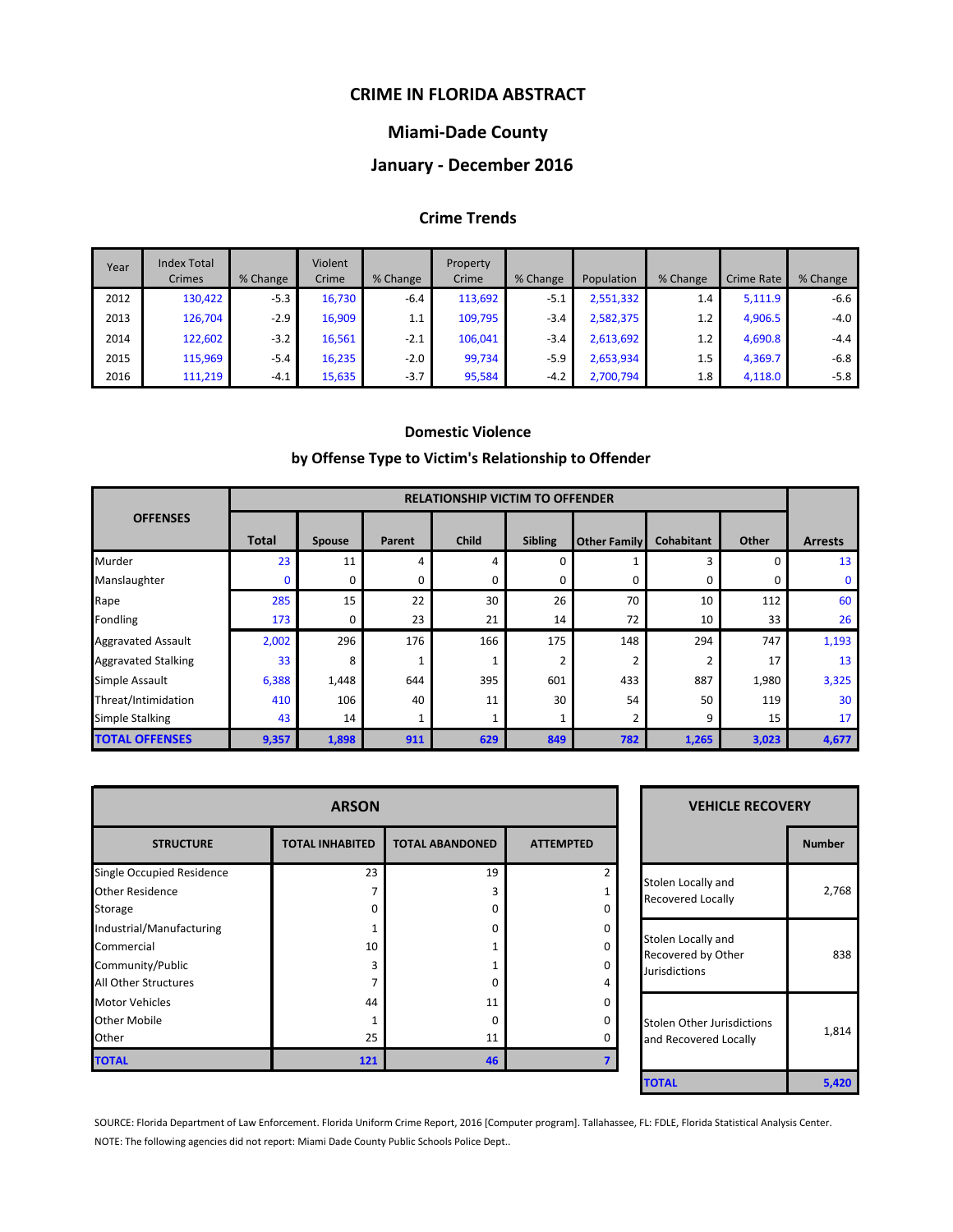# CRIME IN FLORIDA ABSTRACT

## Miami-Dade County

## January - December 2016

### Crime Trends

| Year | Index Total Crimes | % Change | Violent Crime | % Change | Property Crime | % Change | Population | % Change | Crime Rate | % Change |
|---|---|---|---|---|---|---|---|---|---|---|
| 2012 | 130,422 | -5.3 | 16,730 | -6.4 | 113,692 | -5.1 | 2,551,332 | 1.4 | 5,111.9 | -6.6 |
| 2013 | 126,704 | -2.9 | 16,909 | 1.1 | 109,795 | -3.4 | 2,582,375 | 1.2 | 4,906.5 | -4.0 |
| 2014 | 122,602 | -3.2 | 16,561 | -2.1 | 106,041 | -3.4 | 2,613,692 | 1.2 | 4,690.8 | -4.4 |
| 2015 | 115,969 | -5.4 | 16,235 | -2.0 | 99,734 | -5.9 | 2,653,934 | 1.5 | 4,369.7 | -6.8 |
| 2016 | 111,219 | -4.1 | 15,635 | -3.7 | 95,584 | -4.2 | 2,700,794 | 1.8 | 4,118.0 | -5.8 |

### Domestic Violence

### by Offense Type to Victim's Relationship to Offender

| OFFENSES | RELATIONSHIP VICTIM TO OFFENDER | | | | | | | | |
|---|---|---|---|---|---|---|---|---|---|
| | Total | Spouse | Parent | Child | Sibling | Other Family | Cohabitant | Other | Arrests |
| Murder | 23 | 11 | 4 | 4 | 0 | 1 | 3 | 0 | 13 |
| Manslaughter | 0 | 0 | 0 | 0 | 0 | 0 | 0 | 0 | 0 |
| Rape | 285 | 15 | 22 | 30 | 26 | 70 | 10 | 112 | 60 |
| Fondling | 173 | 0 | 23 | 21 | 14 | 72 | 10 | 33 | 26 |
| Aggravated Assault | 2,002 | 296 | 176 | 166 | 175 | 148 | 294 | 747 | 1,193 |
| Aggravated Stalking | 33 | 8 | 1 | 1 | 2 | 2 | 2 | 17 | 13 |
| Simple Assault | 6,388 | 1,448 | 644 | 395 | 601 | 433 | 887 | 1,980 | 3,325 |
| Threat/Intimidation | 410 | 106 | 40 | 11 | 30 | 54 | 50 | 119 | 30 |
| Simple Stalking | 43 | 14 | 1 | 1 | 1 | 2 | 9 | 15 | 17 |
| **TOTAL OFFENSES** | **9,357** | **1,898** | **911** | **629** | **849** | **782** | **1,265** | **3,023** | **4,677** |

| ARSON | | | |
|---|---|---|---|
| STRUCTURE | TOTAL INHABITED | TOTAL ABANDONED | ATTEMPTED |
| Single Occupied Residence | 23 | 19 | 2 |
| Other Residence | 7 | 3 | 1 |
| Storage | 0 | 0 | 0 |
| Industrial/Manufacturing | 1 | 0 | 0 |
| Commercial | 10 | 1 | 0 |
| Community/Public | 3 | 1 | 0 |
| All Other Structures | 7 | 0 | 4 |
| Motor Vehicles | 44 | 11 | 0 |
| Other Mobile | 1 | 0 | 0 |
| Other | 25 | 11 | 0 |
| **TOTAL** | **121** | **46** | **7** |

| VEHICLE RECOVERY | |
|---|---|
| | Number |
| Stolen Locally and Recovered Locally | 2,768 |
| Stolen Locally and Recovered by Other Jurisdictions | 838 |
| Stolen Other Jurisdictions and Recovered Locally | 1,814 |
| **TOTAL** | **5,420** |

SOURCE: Florida Department of Law Enforcement. Florida Uniform Crime Report, 2016 [Computer program]. Tallahassee, FL: FDLE, Florida Statistical Analysis Center.

NOTE: The following agencies did not report: Miami Dade County Public Schools Police Dept..